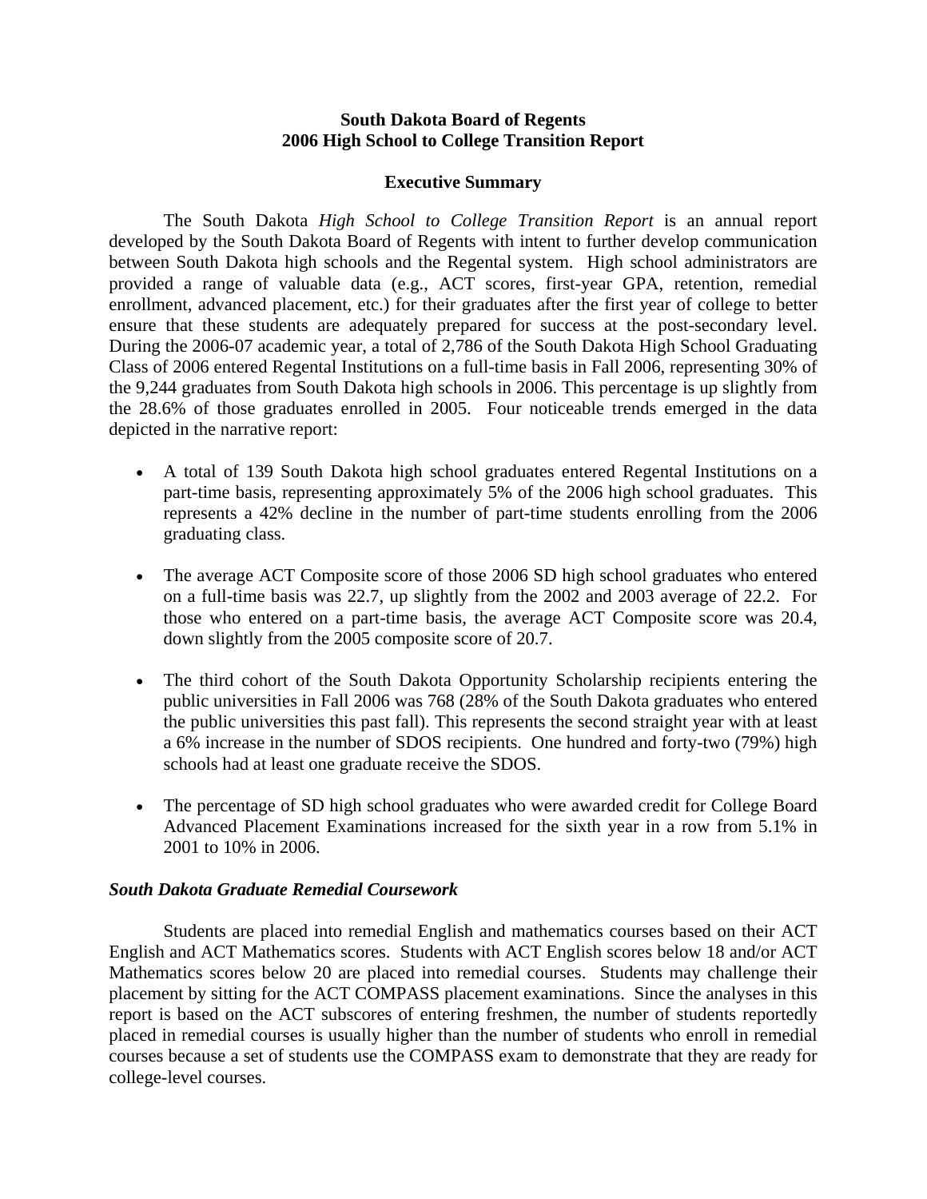**South Dakota Board of Regents**
**2006 High School to College Transition Report**

**Executive Summary**

The South Dakota *High School to College Transition Report* is an annual report developed by the South Dakota Board of Regents with intent to further develop communication between South Dakota high schools and the Regental system. High school administrators are provided a range of valuable data (e.g., ACT scores, first-year GPA, retention, remedial enrollment, advanced placement, etc.) for their graduates after the first year of college to better ensure that these students are adequately prepared for success at the post-secondary level. During the 2006-07 academic year, a total of 2,786 of the South Dakota High School Graduating Class of 2006 entered Regental Institutions on a full-time basis in Fall 2006, representing 30% of the 9,244 graduates from South Dakota high schools in 2006. This percentage is up slightly from the 28.6% of those graduates enrolled in 2005. Four noticeable trends emerged in the data depicted in the narrative report:

- A total of 139 South Dakota high school graduates entered Regental Institutions on a part-time basis, representing approximately 5% of the 2006 high school graduates. This represents a 42% decline in the number of part-time students enrolling from the 2006 graduating class.

- The average ACT Composite score of those 2006 SD high school graduates who entered on a full-time basis was 22.7, up slightly from the 2002 and 2003 average of 22.2. For those who entered on a part-time basis, the average ACT Composite score was 20.4, down slightly from the 2005 composite score of 20.7.

- The third cohort of the South Dakota Opportunity Scholarship recipients entering the public universities in Fall 2006 was 768 (28% of the South Dakota graduates who entered the public universities this past fall). This represents the second straight year with at least a 6% increase in the number of SDOS recipients. One hundred and forty-two (79%) high schools had at least one graduate receive the SDOS.

- The percentage of SD high school graduates who were awarded credit for College Board Advanced Placement Examinations increased for the sixth year in a row from 5.1% in 2001 to 10% in 2006.

### *South Dakota Graduate Remedial Coursework*

Students are placed into remedial English and mathematics courses based on their ACT English and ACT Mathematics scores. Students with ACT English scores below 18 and/or ACT Mathematics scores below 20 are placed into remedial courses. Students may challenge their placement by sitting for the ACT COMPASS placement examinations. Since the analyses in this report is based on the ACT subscores of entering freshmen, the number of students reportedly placed in remedial courses is usually higher than the number of students who enroll in remedial courses because a set of students use the COMPASS exam to demonstrate that they are ready for college-level courses.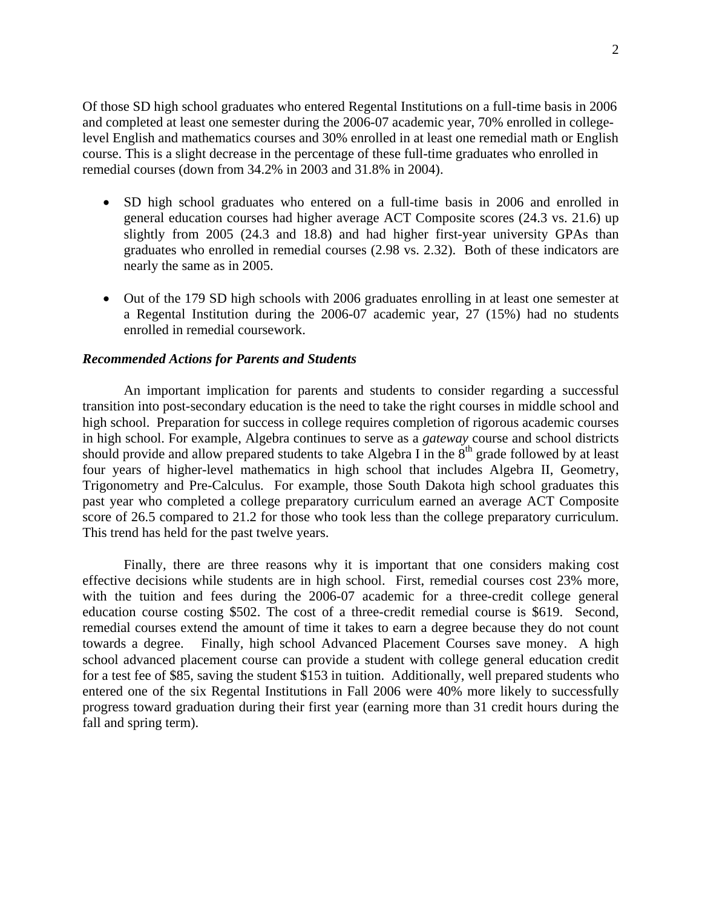Of those SD high school graduates who entered Regental Institutions on a full-time basis in 2006 and completed at least one semester during the 2006-07 academic year, 70% enrolled in college-level English and mathematics courses and 30% enrolled in at least one remedial math or English course. This is a slight decrease in the percentage of these full-time graduates who enrolled in remedial courses (down from 34.2% in 2003 and 31.8% in 2004).

- SD high school graduates who entered on a full-time basis in 2006 and enrolled in general education courses had higher average ACT Composite scores (24.3 vs. 21.6) up slightly from 2005 (24.3 and 18.8) and had higher first-year university GPAs than graduates who enrolled in remedial courses (2.98 vs. 2.32). Both of these indicators are nearly the same as in 2005.

- Out of the 179 SD high schools with 2006 graduates enrolling in at least one semester at a Regental Institution during the 2006-07 academic year, 27 (15%) had no students enrolled in remedial coursework.

***Recommended Actions for Parents and Students***

An important implication for parents and students to consider regarding a successful transition into post-secondary education is the need to take the right courses in middle school and high school. Preparation for success in college requires completion of rigorous academic courses in high school. For example, Algebra continues to serve as a *gateway* course and school districts should provide and allow prepared students to take Algebra I in the 8th grade followed by at least four years of higher-level mathematics in high school that includes Algebra II, Geometry, Trigonometry and Pre-Calculus. For example, those South Dakota high school graduates this past year who completed a college preparatory curriculum earned an average ACT Composite score of 26.5 compared to 21.2 for those who took less than the college preparatory curriculum. This trend has held for the past twelve years.

Finally, there are three reasons why it is important that one considers making cost effective decisions while students are in high school. First, remedial courses cost 23% more, with the tuition and fees during the 2006-07 academic for a three-credit college general education course costing $502. The cost of a three-credit remedial course is $619. Second, remedial courses extend the amount of time it takes to earn a degree because they do not count towards a degree. Finally, high school Advanced Placement Courses save money. A high school advanced placement course can provide a student with college general education credit for a test fee of $85, saving the student $153 in tuition. Additionally, well prepared students who entered one of the six Regental Institutions in Fall 2006 were 40% more likely to successfully progress toward graduation during their first year (earning more than 31 credit hours during the fall and spring term).